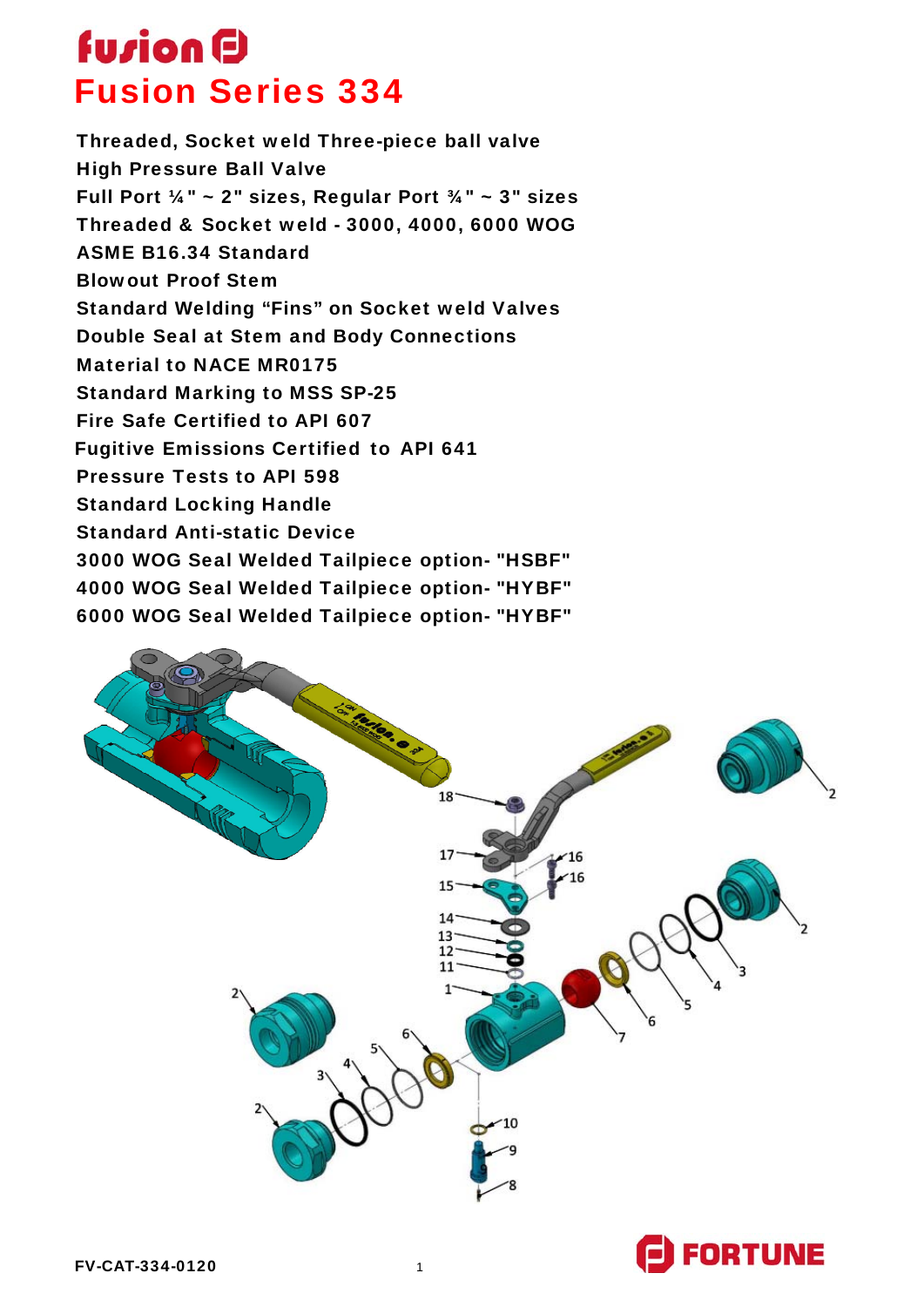# Fusion Series 334

**Threaded, Socket weld Three-piece ball valve**
**High Pressure Ball Valve**
**Full Port ¼" ~ 2" sizes, Regular Port ¾" ~ 3" sizes**
**Threaded & Socket weld - 3000, 4000, 6000 WOG**
**ASME B16.34 Standard**
**Blowout Proof Stem**
**Standard Welding "Fins" on Socket weld Valves**
**Double Seal at Stem and Body Connections**
**Material to NACE MR0175**
**Standard Marking to MSS SP-25**
**Fire Safe Certified to API 607**
**Fugitive Emissions Certified to API 641**
**Pressure Tests to API 598**
**Standard Locking Handle**
**Standard Anti-static Device**
**3000 WOG Seal Welded Tailpiece option- "HSBF"**
**4000 WOG Seal Welded Tailpiece option- "HYBF"**
**6000 WOG Seal Welded Tailpiece option- "HYBF"**

FV-CAT-334-0120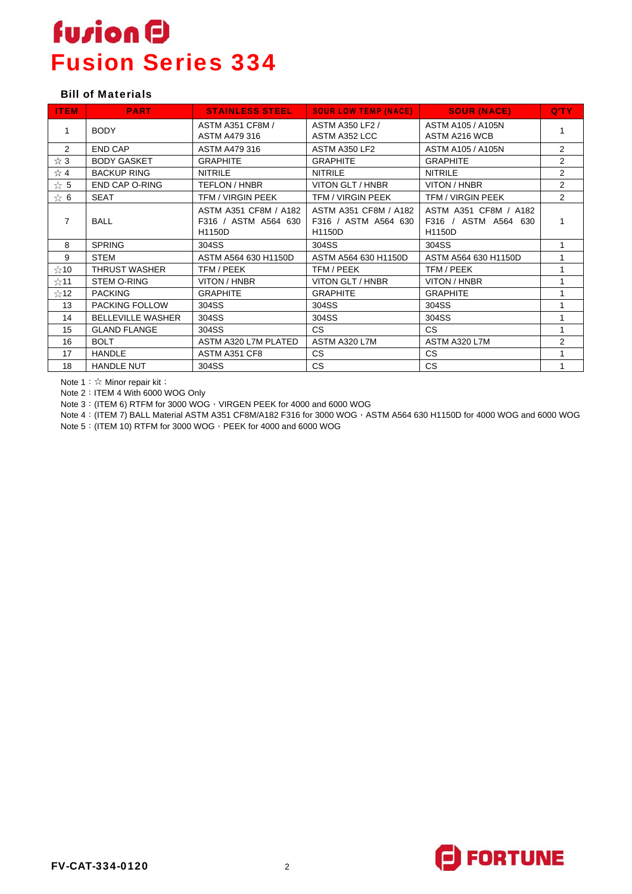# Fusion Series 334

### Bill of Materials

| ITEM | PART | STAINLESS STEEL | SOUR LOW TEMP (NACE) | SOUR (NACE) | Q'TY |
|---|---|---|---|---|---|
| 1 | BODY | ASTM A351 CF8M / ASTM A479 316 | ASTM A350 LF2 / ASTM A352 LCC | ASTM A105 / A105N ASTM A216 WCB | 1 |
| 2 | END CAP | ASTM A479 316 | ASTM A350 LF2 | ASTM A105 / A105N | 2 |
| ☆ 3 | BODY GASKET | GRAPHITE | GRAPHITE | GRAPHITE | 2 |
| ☆ 4 | BACKUP RING | NITRILE | NITRILE | NITRILE | 2 |
| ☆ 5 | END CAP O-RING | TEFLON / HNBR | VITON GLT / HNBR | VITON / HNBR | 2 |
| ☆ 6 | SEAT | TFM / VIRGIN PEEK | TFM / VIRGIN PEEK | TFM / VIRGIN PEEK | 2 |
| 7 | BALL | ASTM A351 CF8M / A182 F316 / ASTM A564 630 H1150D | ASTM A351 CF8M / A182 F316 / ASTM A564 630 H1150D | ASTM A351 CF8M / A182 F316 / ASTM A564 630 H1150D | 1 |
| 8 | SPRING | 304SS | 304SS | 304SS | 1 |
| 9 | STEM | ASTM A564 630 H1150D | ASTM A564 630 H1150D | ASTM A564 630 H1150D | 1 |
| ☆10 | THRUST WASHER | TFM / PEEK | TFM / PEEK | TFM / PEEK | 1 |
| ☆11 | STEM O-RING | VITON / HNBR | VITON GLT / HNBR | VITON / HNBR | 1 |
| ☆12 | PACKING | GRAPHITE | GRAPHITE | GRAPHITE | 1 |
| 13 | PACKING FOLLOW | 304SS | 304SS | 304SS | 1 |
| 14 | BELLEVILLE WASHER | 304SS | 304SS | 304SS | 1 |
| 15 | GLAND FLANGE | 304SS | CS | CS | 1 |
| 16 | BOLT | ASTM A320 L7M PLATED | ASTM A320 L7M | ASTM A320 L7M | 2 |
| 17 | HANDLE | ASTM A351 CF8 | CS | CS | 1 |
| 18 | HANDLE NUT | 304SS | CS | CS | 1 |

Note 1：☆ Minor repair kit：

Note 2：ITEM 4 With 6000 WOG Only

Note 3：(ITEM 6) RTFM for 3000 WOG，VIRGEN PEEK for 4000 and 6000 WOG

Note 4：(ITEM 7) BALL Material ASTM A351 CF8M/A182 F316 for 3000 WOG，ASTM A564 630 H1150D for 4000 WOG and 6000 WOG

Note 5：(ITEM 10) RTFM for 3000 WOG，PEEK for 4000 and 6000 WOG

FV-CAT-334-0120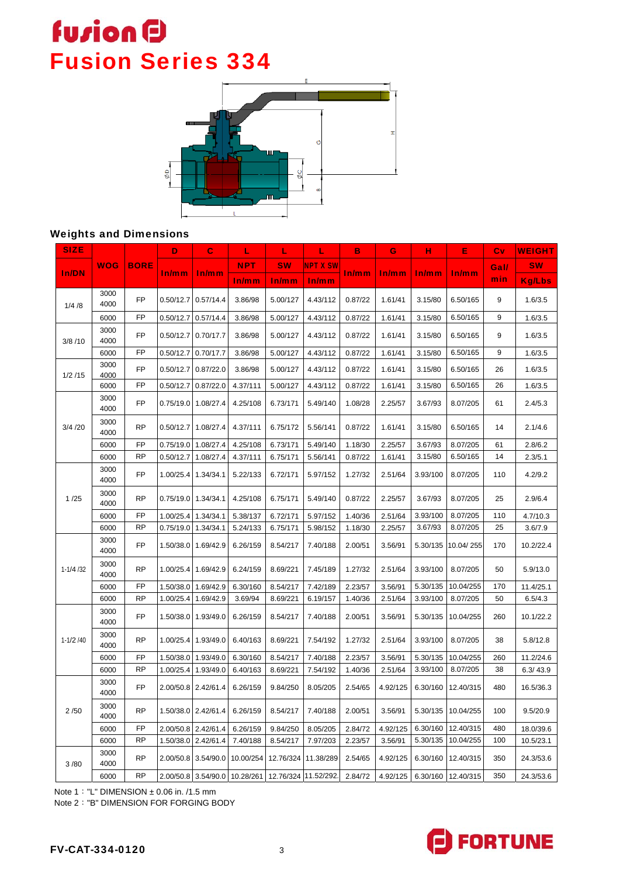# Fusion Series 334

## Weights and Dimensions

| SIZE | WOG | BORE | D | C | L | L | L | B | G | H | E | Cv | WEIGHT |
|---|---|---|---|---|---|---|---|---|---|---|---|---|---|
| | | | | | NPT | SW | NPT X SW | | | | | Gal/ | SW |
| In/DN | | | In/mm | In/mm | In/mm | In/mm | In/mm | In/mm | In/mm | In/mm | In/mm | min | Kg/Lbs |
| 1/4 /8 | 3000 4000 | FP | 0.50/12.7 | 0.57/14.4 | 3.86/98 | 5.00/127 | 4.43/112 | 0.87/22 | 1.61/41 | 3.15/80 | 6.50/165 | 9 | 1.6/3.5 |
| | 6000 | FP | 0.50/12.7 | 0.57/14.4 | 3.86/98 | 5.00/127 | 4.43/112 | 0.87/22 | 1.61/41 | 3.15/80 | 6.50/165 | 9 | 1.6/3.5 |
| 3/8 /10 | 3000 4000 | FP | 0.50/12.7 | 0.70/17.7 | 3.86/98 | 5.00/127 | 4.43/112 | 0.87/22 | 1.61/41 | 3.15/80 | 6.50/165 | 9 | 1.6/3.5 |
| | 6000 | FP | 0.50/12.7 | 0.70/17.7 | 3.86/98 | 5.00/127 | 4.43/112 | 0.87/22 | 1.61/41 | 3.15/80 | 6.50/165 | 9 | 1.6/3.5 |
| 1/2 /15 | 3000 4000 | FP | 0.50/12.7 | 0.87/22.0 | 3.86/98 | 5.00/127 | 4.43/112 | 0.87/22 | 1.61/41 | 3.15/80 | 6.50/165 | 26 | 1.6/3.5 |
| | 6000 | FP | 0.50/12.7 | 0.87/22.0 | 4.37/111 | 5.00/127 | 4.43/112 | 0.87/22 | 1.61/41 | 3.15/80 | 6.50/165 | 26 | 1.6/3.5 |
| 3/4 /20 | 3000 4000 | FP | 0.75/19.0 | 1.08/27.4 | 4.25/108 | 6.73/171 | 5.49/140 | 1.08/28 | 2.25/57 | 3.67/93 | 8.07/205 | 61 | 2.4/5.3 |
| | 3000 4000 | RP | 0.50/12.7 | 1.08/27.4 | 4.37/111 | 6.75/172 | 5.56/141 | 0.87/22 | 1.61/41 | 3.15/80 | 6.50/165 | 14 | 2.1/4.6 |
| | 6000 | FP | 0.75/19.0 | 1.08/27.4 | 4.25/108 | 6.73/171 | 5.49/140 | 1.18/30 | 2.25/57 | 3.67/93 | 8.07/205 | 61 | 2.8/6.2 |
| | 6000 | RP | 0.50/12.7 | 1.08/27.4 | 4.37/111 | 6.75/171 | 5.56/141 | 0.87/22 | 1.61/41 | 3.15/80 | 6.50/165 | 14 | 2.3/5.1 |
| 1 /25 | 3000 4000 | FP | 1.00/25.4 | 1.34/34.1 | 5.22/133 | 6.72/171 | 5.97/152 | 1.27/32 | 2.51/64 | 3.93/100 | 8.07/205 | 110 | 4.2/9.2 |
| | 3000 4000 | RP | 0.75/19.0 | 1.34/34.1 | 4.25/108 | 6.75/171 | 5.49/140 | 0.87/22 | 2.25/57 | 3.67/93 | 8.07/205 | 25 | 2.9/6.4 |
| | 6000 | FP | 1.00/25.4 | 1.34/34.1 | 5.38/137 | 6.72/171 | 5.97/152 | 1.40/36 | 2.51/64 | 3.93/100 | 8.07/205 | 110 | 4.7/10.3 |
| | 6000 | RP | 0.75/19.0 | 1.34/34.1 | 5.24/133 | 6.75/171 | 5.98/152 | 1.18/30 | 2.25/57 | 3.67/93 | 8.07/205 | 25 | 3.6/7.9 |
| 1-1/4 /32 | 3000 4000 | FP | 1.50/38.0 | 1.69/42.9 | 6.26/159 | 8.54/217 | 7.40/188 | 2.00/51 | 3.56/91 | 5.30/135 | 10.04/ 255 | 170 | 10.2/22.4 |
| | 3000 4000 | RP | 1.00/25.4 | 1.69/42.9 | 6.24/159 | 8.69/221 | 7.45/189 | 1.27/32 | 2.51/64 | 3.93/100 | 8.07/205 | 50 | 5.9/13.0 |
| | 6000 | FP | 1.50/38.0 | 1.69/42.9 | 6.30/160 | 8.54/217 | 7.42/189 | 2.23/57 | 3.56/91 | 5.30/135 | 10.04/255 | 170 | 11.4/25.1 |
| | 6000 | RP | 1.00/25.4 | 1.69/42.9 | 3.69/94 | 8.69/221 | 6.19/157 | 1.40/36 | 2.51/64 | 3.93/100 | 8.07/205 | 50 | 6.5/4.3 |
| 1-1/2 /40 | 3000 4000 | FP | 1.50/38.0 | 1.93/49.0 | 6.26/159 | 8.54/217 | 7.40/188 | 2.00/51 | 3.56/91 | 5.30/135 | 10.04/255 | 260 | 10.1/22.2 |
| | 3000 4000 | RP | 1.00/25.4 | 1.93/49.0 | 6.40/163 | 8.69/221 | 7.54/192 | 1.27/32 | 2.51/64 | 3.93/100 | 8.07/205 | 38 | 5.8/12.8 |
| | 6000 | FP | 1.50/38.0 | 1.93/49.0 | 6.30/160 | 8.54/217 | 7.40/188 | 2.23/57 | 3.56/91 | 5.30/135 | 10.04/255 | 260 | 11.2/24.6 |
| | 6000 | RP | 1.00/25.4 | 1.93/49.0 | 6.40/163 | 8.69/221 | 7.54/192 | 1.40/36 | 2.51/64 | 3.93/100 | 8.07/205 | 38 | 6.3/ 43.9 |
| 2 /50 | 3000 4000 | FP | 2.00/50.8 | 2.42/61.4 | 6.26/159 | 9.84/250 | 8.05/205 | 2.54/65 | 4.92/125 | 6.30/160 | 12.40/315 | 480 | 16.5/36.3 |
| | 3000 4000 | RP | 1.50/38.0 | 2.42/61.4 | 6.26/159 | 8.54/217 | 7.40/188 | 2.00/51 | 3.56/91 | 5.30/135 | 10.04/255 | 100 | 9.5/20.9 |
| | 6000 | FP | 2.00/50.8 | 2.42/61.4 | 6.26/159 | 9.84/250 | 8.05/205 | 2.84/72 | 4.92/125 | 6.30/160 | 12.40/315 | 480 | 18.0/39.6 |
| | 6000 | RP | 1.50/38.0 | 2.42/61.4 | 7.40/188 | 8.54/217 | 7.97/203 | 2.23/57 | 3.56/91 | 5.30/135 | 10.04/255 | 100 | 10.5/23.1 |
| 3 /80 | 3000 4000 | RP | 2.00/50.8 | 3.54/90.0 | 10.00/254 | 12.76/324 | 11.38/289 | 2.54/65 | 4.92/125 | 6.30/160 | 12.40/315 | 350 | 24.3/53.6 |
| | 6000 | RP | 2.00/50.8 | 3.54/90.0 | 10.28/261 | 12.76/324 | 11.52/292. | 2.84/72 | 4.92/125 | 6.30/160 | 12.40/315 | 350 | 24.3/53.6 |

Note 1 : "L" DIMENSION ± 0.06 in. /1.5 mm

Note 2 : "B" DIMENSION FOR FORGING BODY

FV-CAT-334-0120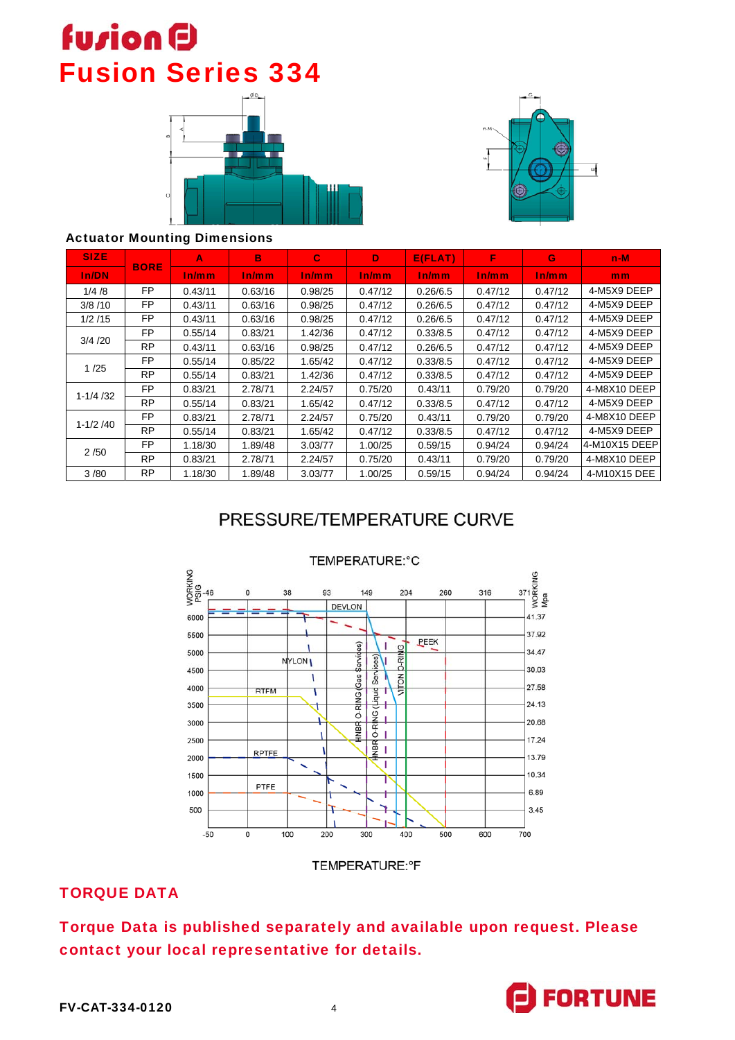# fusion

# Fusion Series 334

## Actuator Mounting Dimensions

| SIZE | BORE | A | B | C | D | E(FLAT) | F | G | n-M |
|---|---|---|---|---|---|---|---|---|---|
| In/DN | | In/mm | In/mm | In/mm | In/mm | In/mm | In/mm | In/mm | mm |
| 1/4 /8 | FP | 0.43/11 | 0.63/16 | 0.98/25 | 0.47/12 | 0.26/6.5 | 0.47/12 | 0.47/12 | 4-M5X9 DEEP |
| 3/8 /10 | FP | 0.43/11 | 0.63/16 | 0.98/25 | 0.47/12 | 0.26/6.5 | 0.47/12 | 0.47/12 | 4-M5X9 DEEP |
| 1/2 /15 | FP | 0.43/11 | 0.63/16 | 0.98/25 | 0.47/12 | 0.26/6.5 | 0.47/12 | 0.47/12 | 4-M5X9 DEEP |
| 3/4 /20 | FP | 0.55/14 | 0.83/21 | 1.42/36 | 0.47/12 | 0.33/8.5 | 0.47/12 | 0.47/12 | 4-M5X9 DEEP |
| | RP | 0.43/11 | 0.63/16 | 0.98/25 | 0.47/12 | 0.26/6.5 | 0.47/12 | 0.47/12 | 4-M5X9 DEEP |
| 1 /25 | FP | 0.55/14 | 0.85/22 | 1.65/42 | 0.47/12 | 0.33/8.5 | 0.47/12 | 0.47/12 | 4-M5X9 DEEP |
| | RP | 0.55/14 | 0.83/21 | 1.42/36 | 0.47/12 | 0.33/8.5 | 0.47/12 | 0.47/12 | 4-M5X9 DEEP |
| 1-1/4 /32 | FP | 0.83/21 | 2.78/71 | 2.24/57 | 0.75/20 | 0.43/11 | 0.79/20 | 0.79/20 | 4-M8X10 DEEP |
| | RP | 0.55/14 | 0.83/21 | 1.65/42 | 0.47/12 | 0.33/8.5 | 0.47/12 | 0.47/12 | 4-M5X9 DEEP |
| 1-1/2 /40 | FP | 0.83/21 | 2.78/71 | 2.24/57 | 0.75/20 | 0.43/11 | 0.79/20 | 0.79/20 | 4-M8X10 DEEP |
| | RP | 0.55/14 | 0.83/21 | 1.65/42 | 0.47/12 | 0.33/8.5 | 0.47/12 | 0.47/12 | 4-M5X9 DEEP |
| 2 /50 | FP | 1.18/30 | 1.89/48 | 3.03/77 | 1.00/25 | 0.59/15 | 0.94/24 | 0.94/24 | 4-M10X15 DEEP |
| | RP | 0.83/21 | 2.78/71 | 2.24/57 | 0.75/20 | 0.43/11 | 0.79/20 | 0.79/20 | 4-M8X10 DEEP |
| 3 /80 | RP | 1.18/30 | 1.89/48 | 3.03/77 | 1.00/25 | 0.59/15 | 0.94/24 | 0.94/24 | 4-M10X15 DEE |

## PRESSURE/TEMPERATURE CURVE

TEMPERATURE:°C

-46 0 38 93 149 204 260 316 371

WORKING PSIG

6000 5500 5000 4500 4000 3500 3000 2500 2000 1500 1000 500

WORKING Mpa

41.37 37.92 34.47 30.03 27.58 24.13 20.68 17.24 13.79 10.34 6.89 3.45

DEVLON

PEEK

NYLON

RTFM

RPTFE

PTFE

HNBR O-RING (Gas Services)

HNBR O-RING (Liquid Services)

VITON O-RING

-50 0 100 200 300 400 500 600 700

TEMPERATURE:°F

## TORQUE DATA

**Torque Data is published separately and available upon request. Please contact your local representative for details.**

FV-CAT-334-0120

FORTUNE